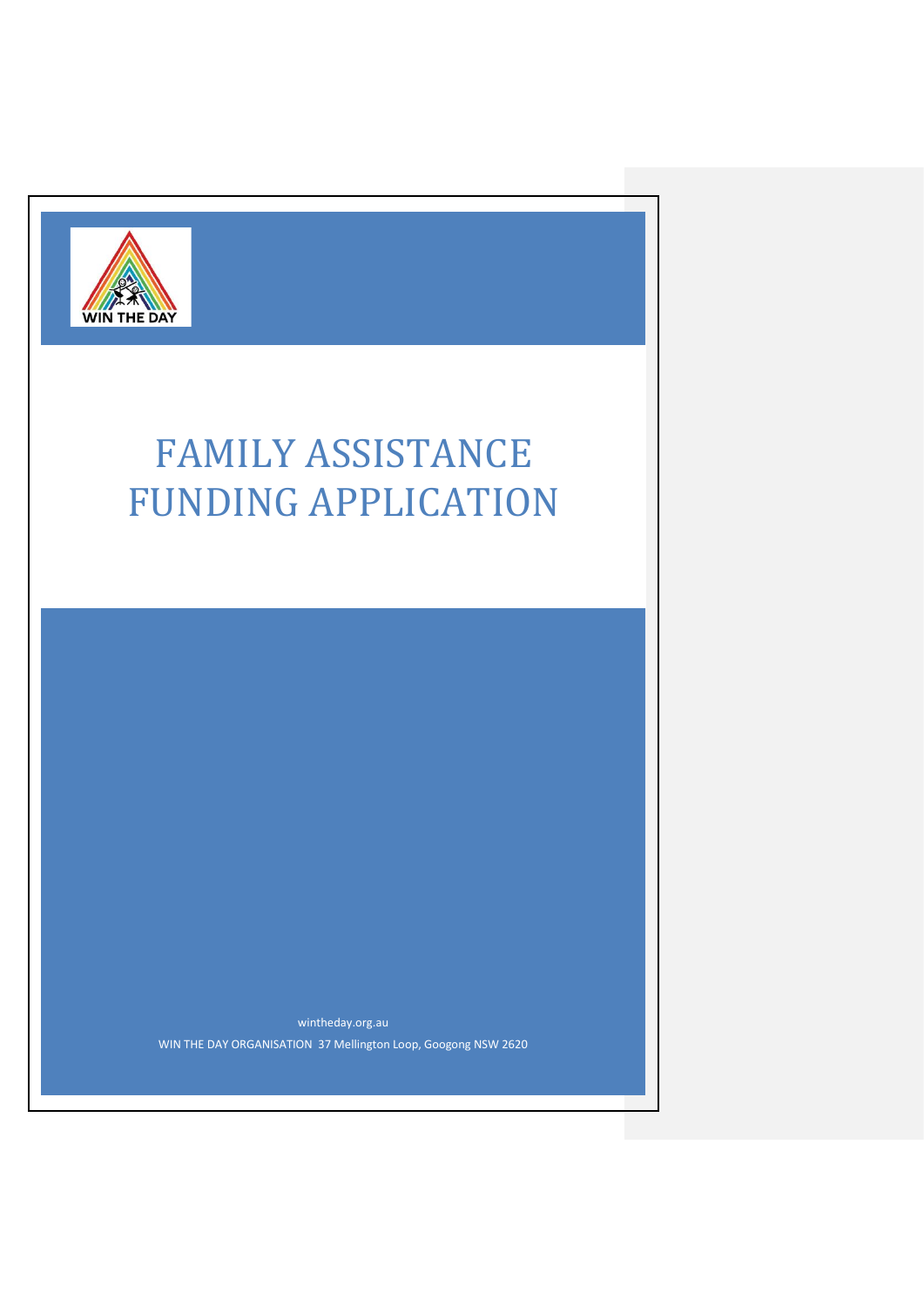WIN THE DAY

# FAMILY ASSISTANCE FUNDING APPLICATION

wintheday.org.au

WIN THE DAY ORGANISATION 37 Mellington Loop, Googong NSW 2620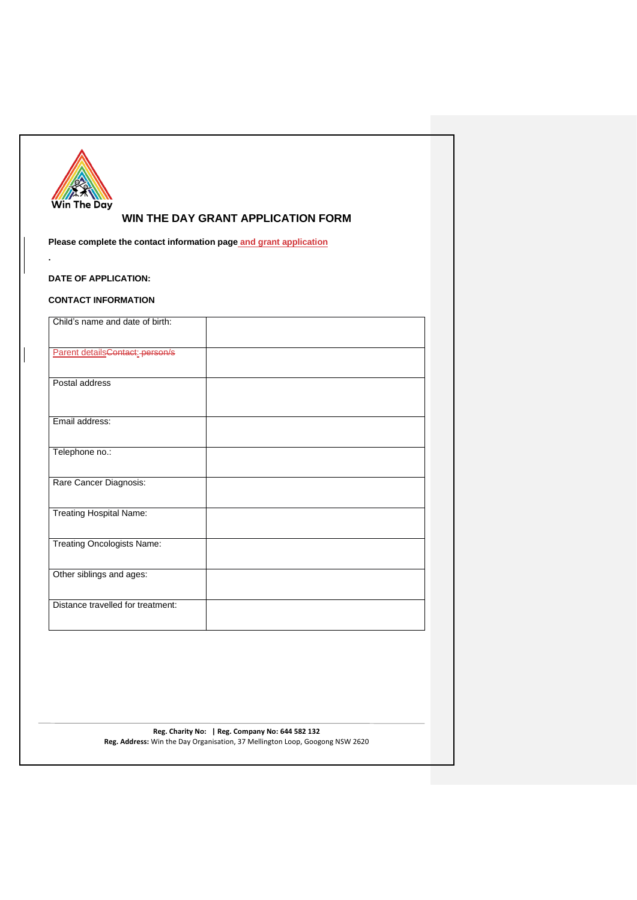# WIN THE DAY GRANT APPLICATION FORM

**Please complete the contact information page and grant application**

.

**DATE OF APPLICATION:**

**CONTACT INFORMATION**

| | |
|---|---|
| Child's name and date of birth: | |
| Parent details | |
| Postal address | |
| Email address: | |
| Telephone no.: | |
| Rare Cancer Diagnosis: | |
| Treating Hospital Name: | |
| Treating Oncologists Name: | |
| Other siblings and ages: | |
| Distance travelled for treatment: | |

**Reg. Charity No:** | **Reg. Company No: 644 582 132**
**Reg. Address:** Win the Day Organisation, 37 Mellington Loop, Googong NSW 2620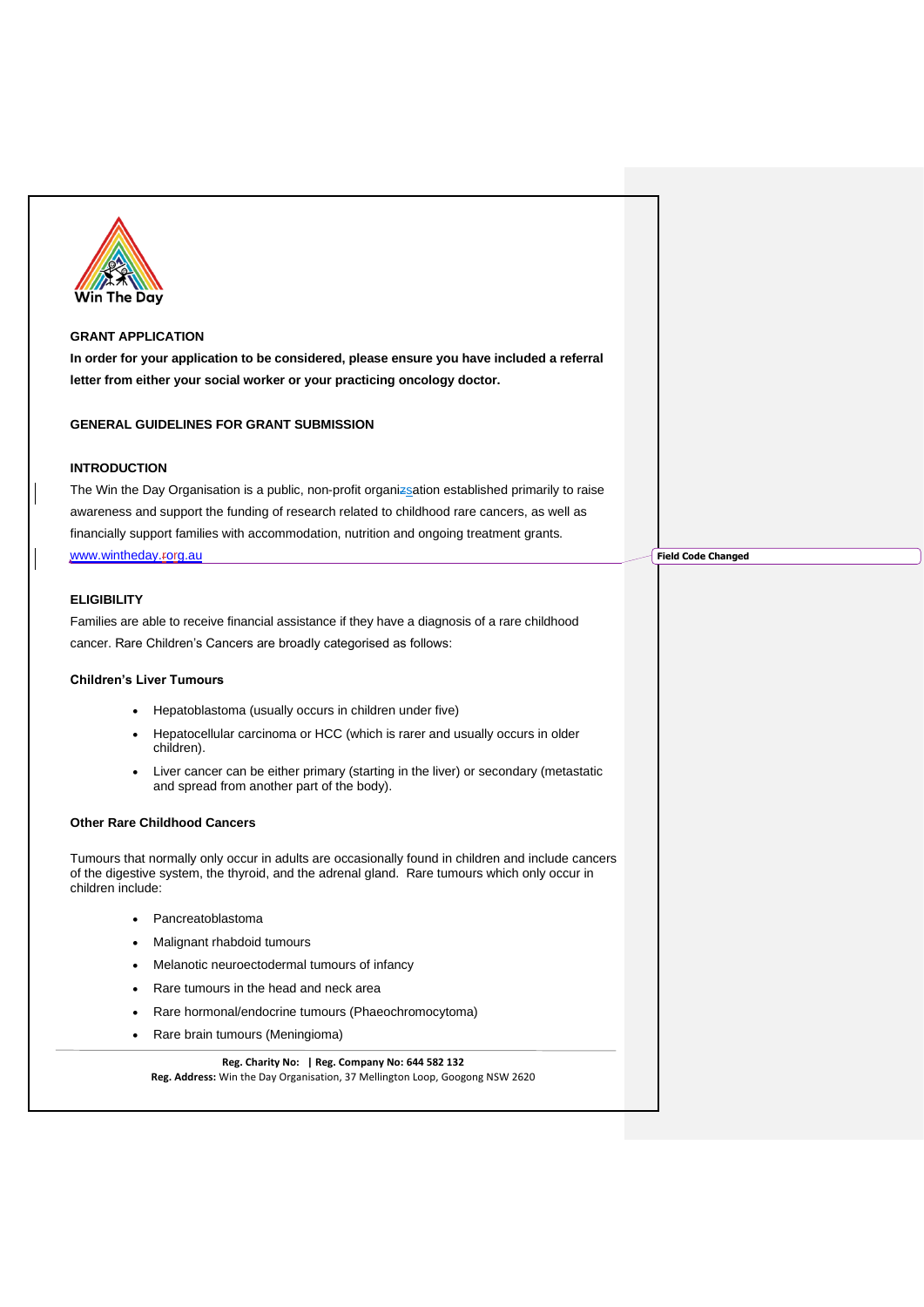Win The Day

**GRANT APPLICATION**

**In order for your application to be considered, please ensure you have included a referral letter from either your social worker or your practicing oncology doctor.**

**GENERAL GUIDELINES FOR GRANT SUBMISSION**

**INTRODUCTION**

The Win the Day Organisation is a public, non-profit organisation established primarily to raise awareness and support the funding of research related to childhood rare cancers, as well as financially support families with accommodation, nutrition and ongoing treatment grants. www.wintheday.org.au

**ELIGIBILITY**

Families are able to receive financial assistance if they have a diagnosis of a rare childhood cancer. Rare Children's Cancers are broadly categorised as follows:

**Children's Liver Tumours**

- Hepatoblastoma (usually occurs in children under five)
- Hepatocellular carcinoma or HCC (which is rarer and usually occurs in older children).
- Liver cancer can be either primary (starting in the liver) or secondary (metastatic and spread from another part of the body).

**Other Rare Childhood Cancers**

Tumours that normally only occur in adults are occasionally found in children and include cancers of the digestive system, the thyroid, and the adrenal gland. Rare tumours which only occur in children include:

- Pancreatoblastoma
- Malignant rhabdoid tumours
- Melanotic neuroectodermal tumours of infancy
- Rare tumours in the head and neck area
- Rare hormonal/endocrine tumours (Phaeochromocytoma)
- Rare brain tumours (Meningioma)

**Reg. Charity No: | Reg. Company No: 644 582 132**
**Reg. Address:** Win the Day Organisation, 37 Mellington Loop, Googong NSW 2620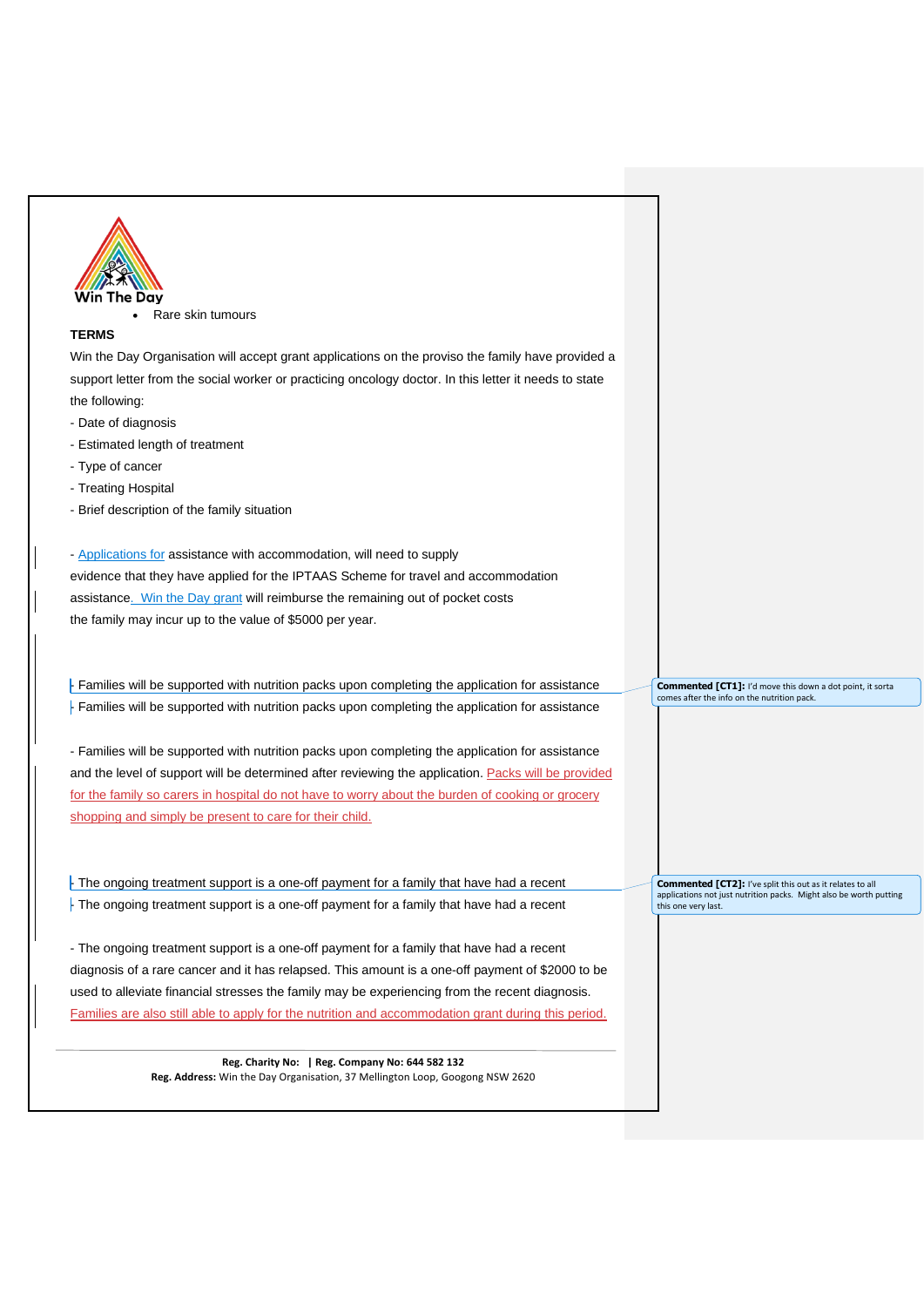- Rare skin tumours

**TERMS**

Win the Day Organisation will accept grant applications on the proviso the family have provided a support letter from the social worker or practicing oncology doctor. In this letter it needs to state the following:

- Date of diagnosis
- Estimated length of treatment
- Type of cancer
- Treating Hospital
- Brief description of the family situation

- Applications for assistance with accommodation, will need to supply evidence that they have applied for the IPTAAS Scheme for travel and accommodation assistance. Win the Day grant will reimburse the remaining out of pocket costs the family may incur up to the value of $5000 per year.

- Families will be supported with nutrition packs upon completing the application for assistance

- Families will be supported with nutrition packs upon completing the application for assistance

- Families will be supported with nutrition packs upon completing the application for assistance and the level of support will be determined after reviewing the application. Packs will be provided for the family so carers in hospital do not have to worry about the burden of cooking or grocery shopping and simply be present to care for their child.

- The ongoing treatment support is a one-off payment for a family that have had a recent

- The ongoing treatment support is a one-off payment for a family that have had a recent

- The ongoing treatment support is a one-off payment for a family that have had a recent diagnosis of a rare cancer and it has relapsed. This amount is a one-off payment of $2000 to be used to alleviate financial stresses the family may be experiencing from the recent diagnosis. Families are also still able to apply for the nutrition and accommodation grant during this period.

**Commented [CT1]:** I'd move this down a dot point, it sorta comes after the info on the nutrition pack.

**Commented [CT2]:** I've split this out as it relates to all applications not just nutrition packs. Might also be worth putting this one very last.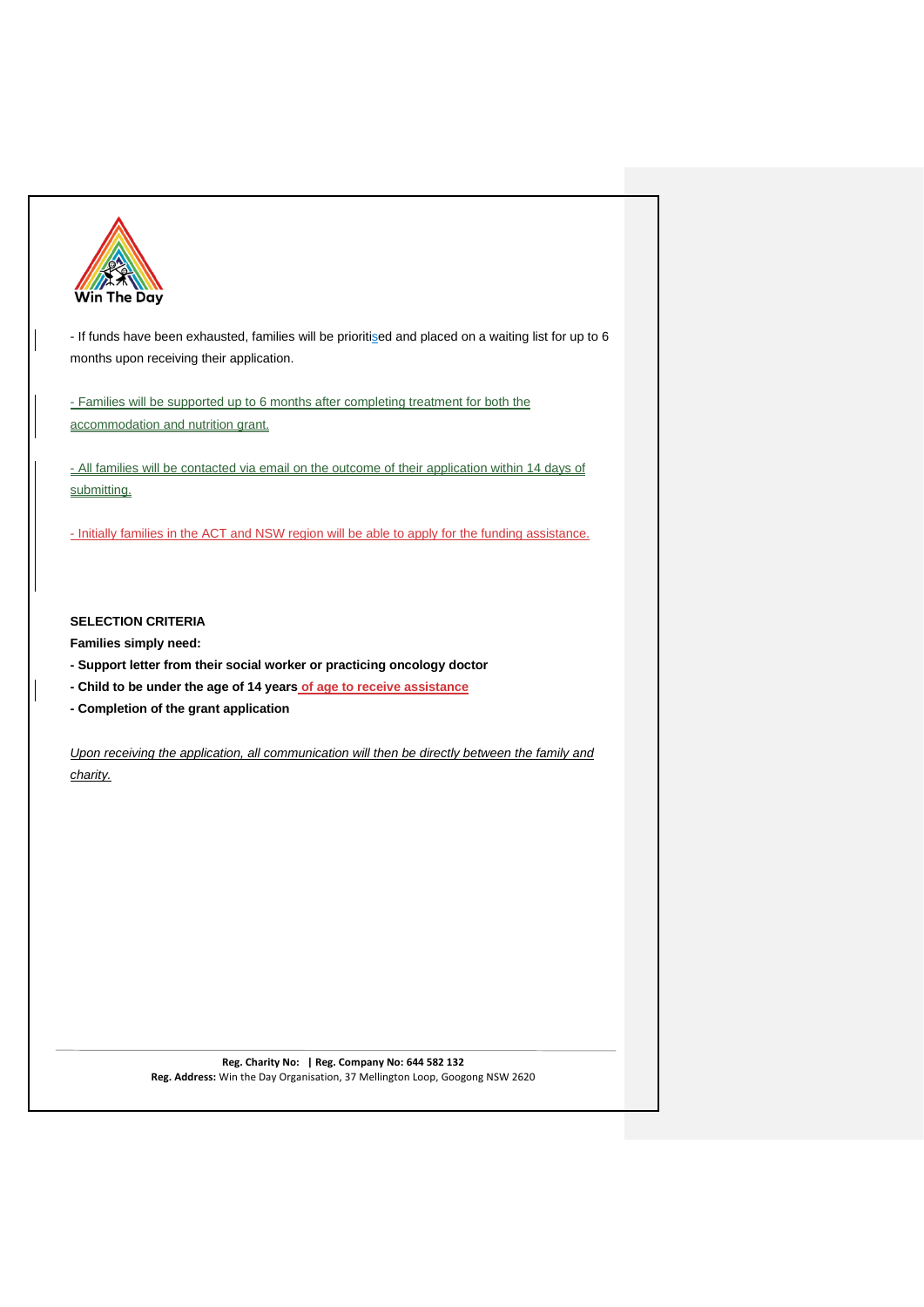- If funds have been exhausted, families will be prioritised and placed on a waiting list for up to 6 months upon receiving their application.

- Families will be supported up to 6 months after completing treatment for both the accommodation and nutrition grant.

- All families will be contacted via email on the outcome of their application within 14 days of submitting.

- Initially families in the ACT and NSW region will be able to apply for the funding assistance.

**SELECTION CRITERIA**

**Families simply need:**

**- Support letter from their social worker or practicing oncology doctor**

**- Child to be under the age of 14 years** of age to receive assistance

**- Completion of the grant application**

*Upon receiving the application, all communication will then be directly between the family and charity.*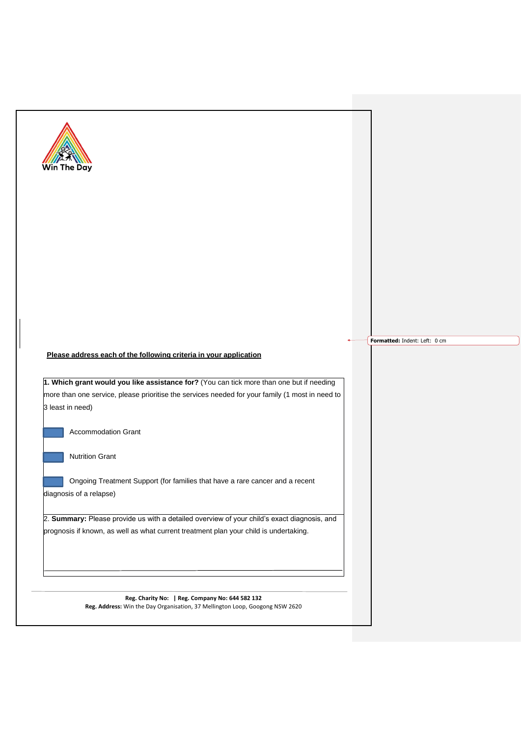Win The Day

**Please address each of the following criteria in your application**

**1. Which grant would you like assistance for?** (You can tick more than one but if needing more than one service, please prioritise the services needed for your family (1 most in need to 3 least in need)

- [ ] Accommodation Grant
- [ ] Nutrition Grant
- [ ] Ongoing Treatment Support (for families that have a rare cancer and a recent diagnosis of a relapse)

2. **Summary:** Please provide us with a detailed overview of your child's exact diagnosis, and prognosis if known, as well as what current treatment plan your child is undertaking.

**Reg. Charity No: | Reg. Company No: 644 582 132**
**Reg. Address:** Win the Day Organisation, 37 Mellington Loop, Googong NSW 2620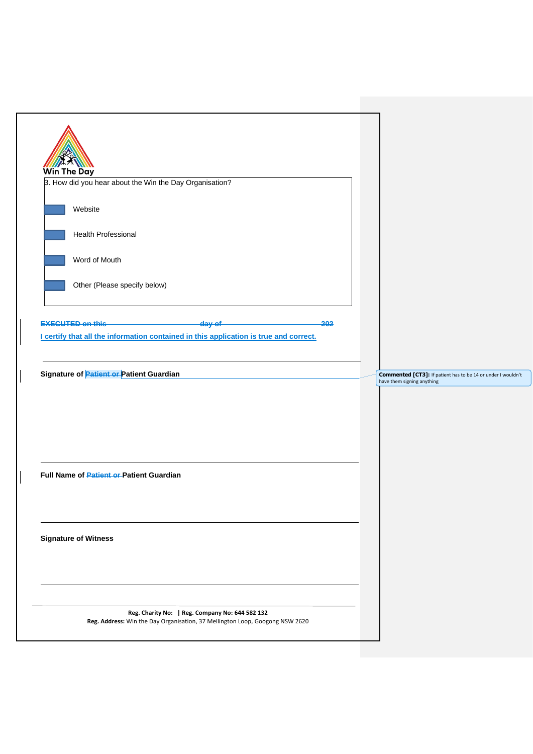Win The Day

3. How did you hear about the Win the Day Organisation?

- Website
- Health Professional
- Word of Mouth
- Other (Please specify below)

~~EXECUTED on this \_\_\_\_\_\_\_\_\_\_\_\_\_\_\_\_ day of \_\_\_\_\_\_\_\_\_\_\_\_\_\_\_\_ 202~~

I certify that all the information contained in this application is true and correct.

---

**Signature of ~~Patient or~~ Patient Guardian**

> **Commented [CT3]:** If patient has to be 14 or under I wouldn't have them signing anything

---

**Full Name of ~~Patient or~~ Patient Guardian**

---

**Signature of Witness**

---

**Reg. Charity No: | Reg. Company No: 644 582 132**
**Reg. Address:** Win the Day Organisation, 37 Mellington Loop, Googong NSW 2620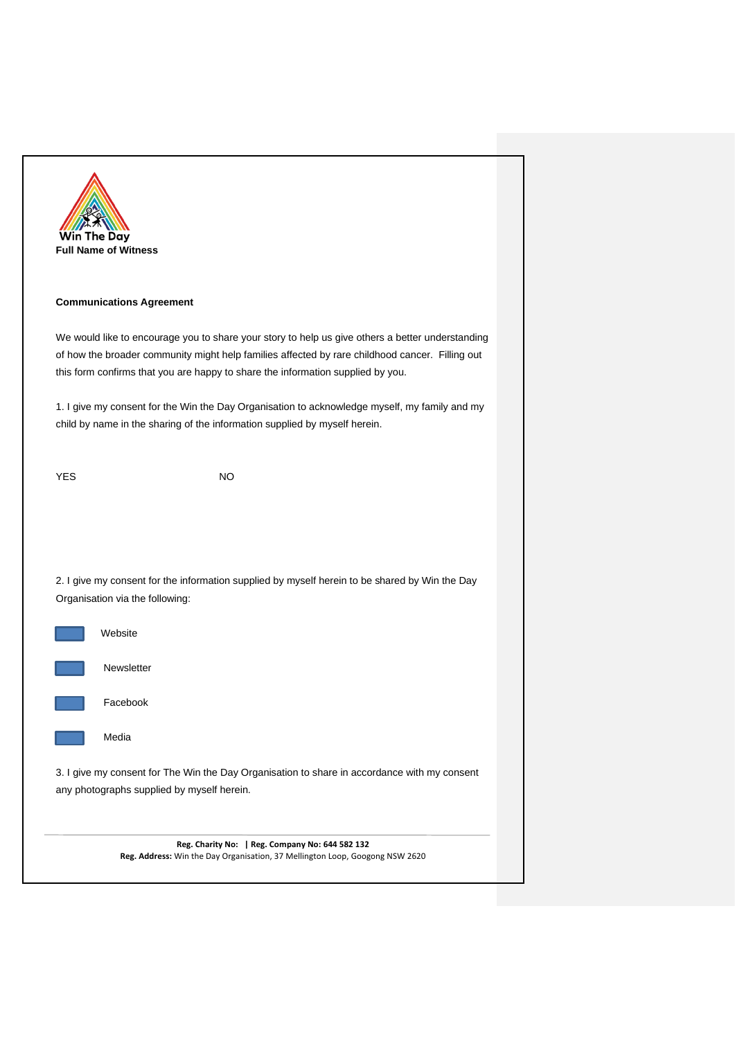**Full Name of Witness**

**Communications Agreement**

We would like to encourage you to share your story to help us give others a better understanding of how the broader community might help families affected by rare childhood cancer. Filling out this form confirms that you are happy to share the information supplied by you.

1. I give my consent for the Win the Day Organisation to acknowledge myself, my family and my child by name in the sharing of the information supplied by myself herein.

YES NO

2. I give my consent for the information supplied by myself herein to be shared by Win the Day Organisation via the following:

- ☐ Website
- ☐ Newsletter
- ☐ Facebook
- ☐ Media

3. I give my consent for The Win the Day Organisation to share in accordance with my consent any photographs supplied by myself herein.

**Reg. Charity No: | Reg. Company No: 644 582 132**
**Reg. Address:** Win the Day Organisation, 37 Mellington Loop, Googong NSW 2620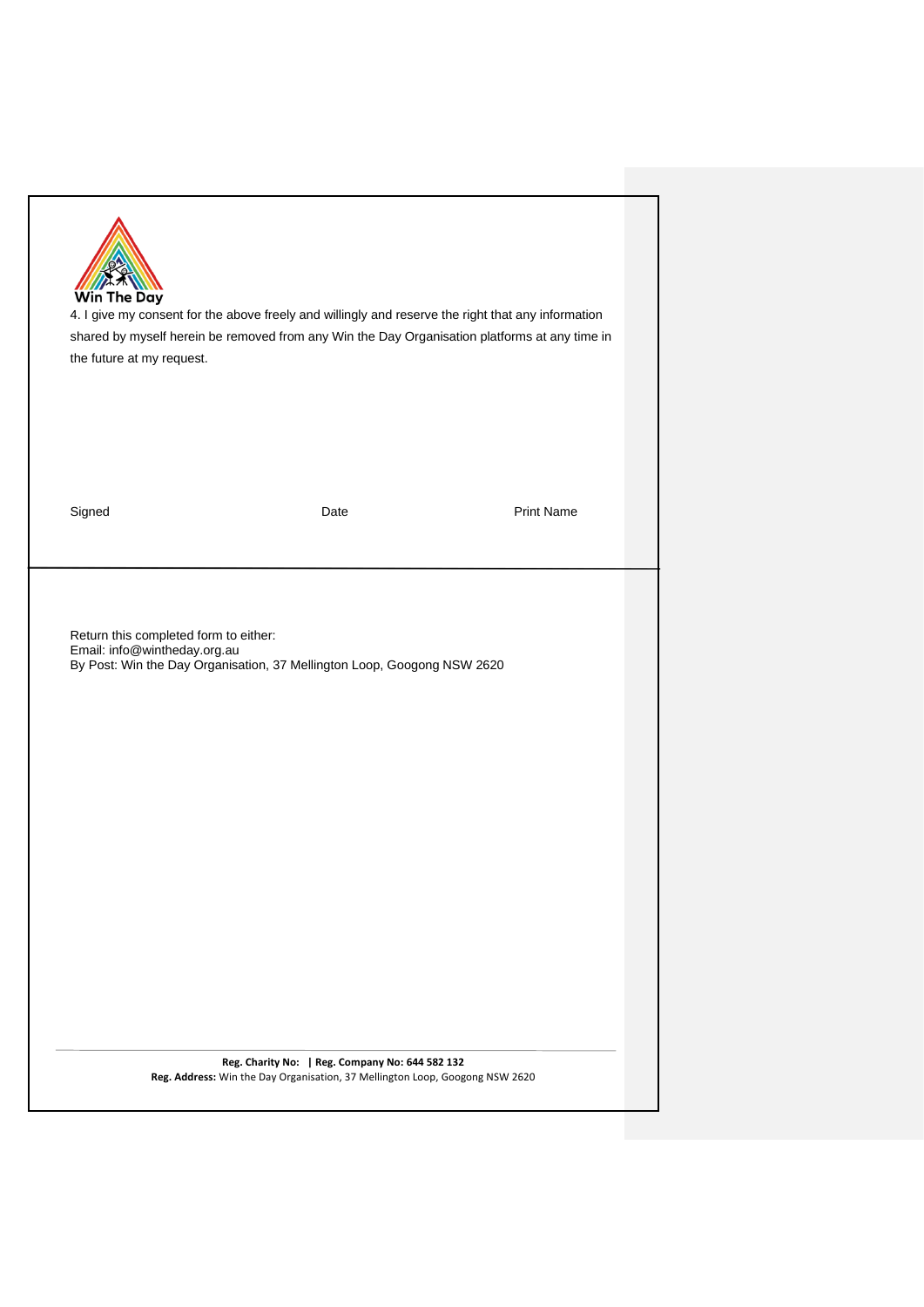Win The Day

4. I give my consent for the above freely and willingly and reserve the right that any information shared by myself herein be removed from any Win the Day Organisation platforms at any time in the future at my request.

Signed Date Print Name

Return this completed form to either:
Email: info@wintheday.org.au
By Post: Win the Day Organisation, 37 Mellington Loop, Googong NSW 2620

**Reg. Charity No: | Reg. Company No: 644 582 132**
**Reg. Address:** Win the Day Organisation, 37 Mellington Loop, Googong NSW 2620